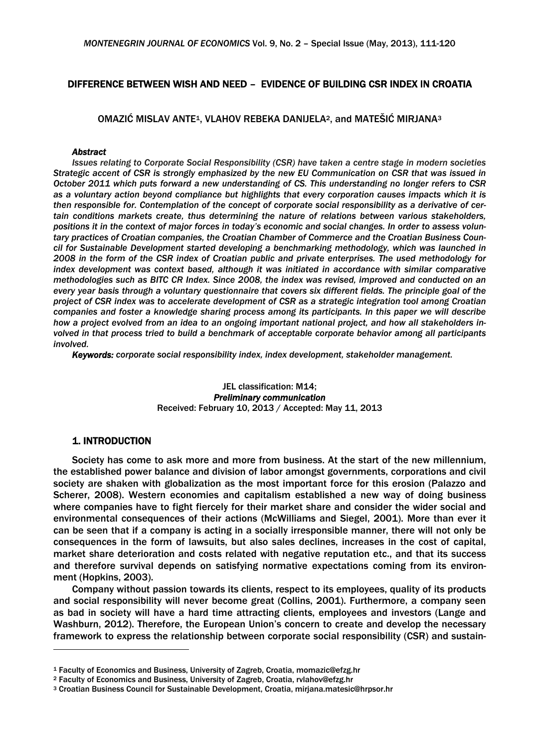# DIFFERENCE BETWEEN WISH AND NEED – EVIDENCE OF BUILDING CSR INDEX IN CROATIA

OMAZIĆ MISLAV ANTE[1], VLAHOV REBEKA DANIJELA[2], and MATEŠIĆ MIRJANA[3]

***Abstract***

*Issues relating to Corporate Social Responsibility (CSR) have taken a centre stage in modern societies Strategic accent of CSR is strongly emphasized by the new EU Communication on CSR that was issued in October 2011 which puts forward a new understanding of CS. This understanding no longer refers to CSR as a voluntary action beyond compliance but highlights that every corporation causes impacts which it is then responsible for. Contemplation of the concept of corporate social responsibility as a derivative of certain conditions markets create, thus determining the nature of relations between various stakeholders, positions it in the context of major forces in today's economic and social changes. In order to assess voluntary practices of Croatian companies, the Croatian Chamber of Commerce and the Croatian Business Council for Sustainable Development started developing a benchmarking methodology, which was launched in 2008 in the form of the CSR index of Croatian public and private enterprises. The used methodology for index development was context based, although it was initiated in accordance with similar comparative methodologies such as BITC CR Index. Since 2008, the index was revised, improved and conducted on an every year basis through a voluntary questionnaire that covers six different fields. The principle goal of the project of CSR index was to accelerate development of CSR as a strategic integration tool among Croatian companies and foster a knowledge sharing process among its participants. In this paper we will describe how a project evolved from an idea to an ongoing important national project, and how all stakeholders involved in that process tried to build a benchmark of acceptable corporate behavior among all participants involved.*

***Keywords:*** *corporate social responsibility index, index development, stakeholder management.*

JEL classification: M14;
***Preliminary communication***
Received: February 10, 2013 / Accepted: May 11, 2013

## 1. INTRODUCTION

Society has come to ask more and more from business. At the start of the new millennium, the established power balance and division of labor amongst governments, corporations and civil society are shaken with globalization as the most important force for this erosion (Palazzo and Scherer, 2008). Western economies and capitalism established a new way of doing business where companies have to fight fiercely for their market share and consider the wider social and environmental consequences of their actions (McWilliams and Siegel, 2001). More than ever it can be seen that if a company is acting in a socially irresponsible manner, there will not only be consequences in the form of lawsuits, but also sales declines, increases in the cost of capital, market share deterioration and costs related with negative reputation etc., and that its success and therefore survival depends on satisfying normative expectations coming from its environment (Hopkins, 2003).

Company without passion towards its clients, respect to its employees, quality of its products and social responsibility will never become great (Collins, 2001). Furthermore, a company seen as bad in society will have a hard time attracting clients, employees and investors (Lange and Washburn, 2012). Therefore, the European Union's concern to create and develop the necessary framework to express the relationship between corporate social responsibility (CSR) and sustain-

---

[1] Faculty of Economics and Business, University of Zagreb, Croatia, momazic@efzg.hr
[2] Faculty of Economics and Business, University of Zagreb, Croatia, rvlahov@efzg.hr
[3] Croatian Business Council for Sustainable Development, Croatia, mirjana.matesic@hrpsor.hr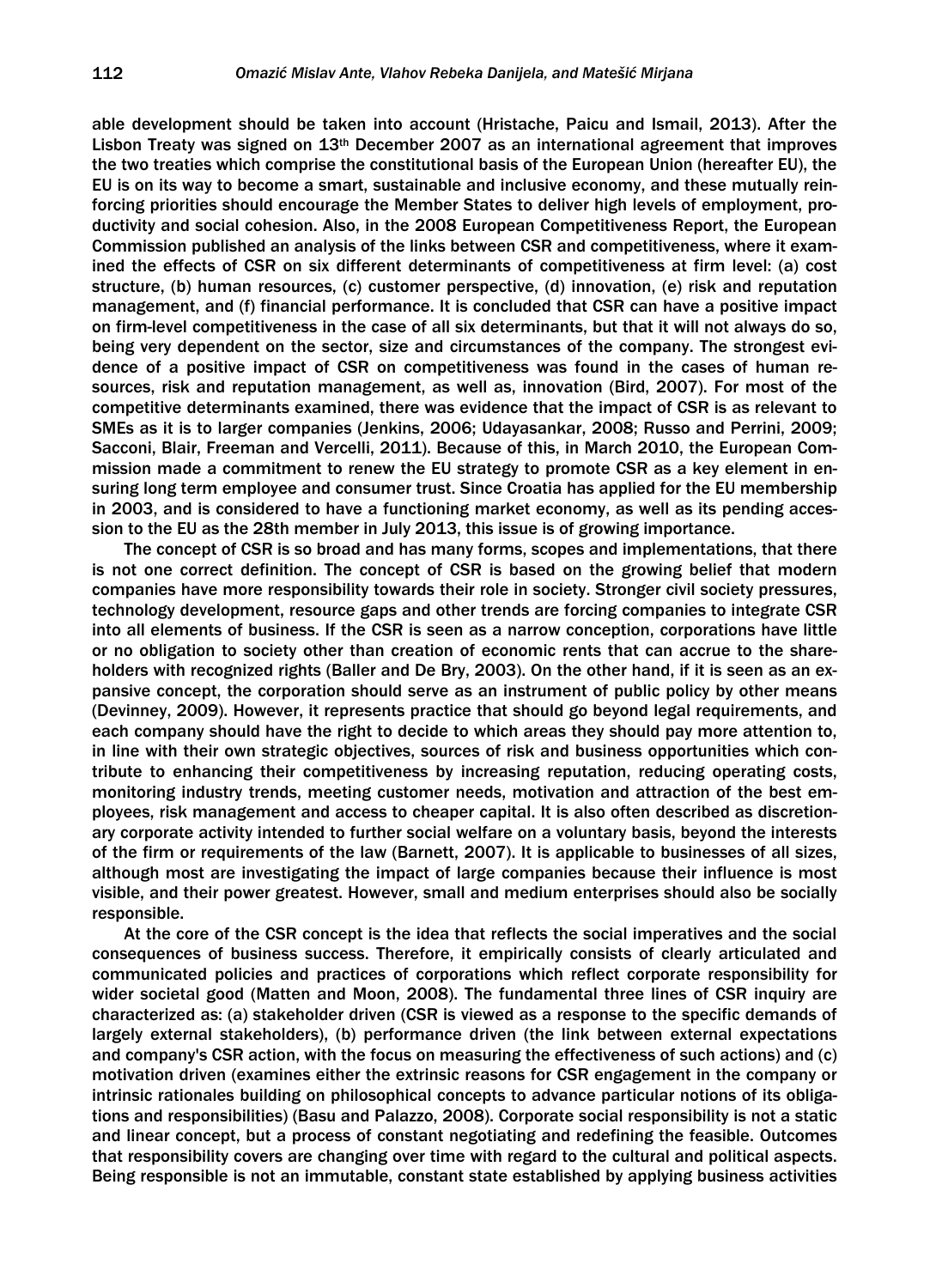able development should be taken into account (Hristache, Paicu and Ismail, 2013). After the Lisbon Treaty was signed on 13th December 2007 as an international agreement that improves the two treaties which comprise the constitutional basis of the European Union (hereafter EU), the EU is on its way to become a smart, sustainable and inclusive economy, and these mutually reinforcing priorities should encourage the Member States to deliver high levels of employment, productivity and social cohesion. Also, in the 2008 European Competitiveness Report, the European Commission published an analysis of the links between CSR and competitiveness, where it examined the effects of CSR on six different determinants of competitiveness at firm level: (a) cost structure, (b) human resources, (c) customer perspective, (d) innovation, (e) risk and reputation management, and (f) financial performance. It is concluded that CSR can have a positive impact on firm-level competitiveness in the case of all six determinants, but that it will not always do so, being very dependent on the sector, size and circumstances of the company. The strongest evidence of a positive impact of CSR on competitiveness was found in the cases of human resources, risk and reputation management, as well as, innovation (Bird, 2007). For most of the competitive determinants examined, there was evidence that the impact of CSR is as relevant to SMEs as it is to larger companies (Jenkins, 2006; Udayasankar, 2008; Russo and Perrini, 2009; Sacconi, Blair, Freeman and Vercelli, 2011). Because of this, in March 2010, the European Commission made a commitment to renew the EU strategy to promote CSR as a key element in ensuring long term employee and consumer trust. Since Croatia has applied for the EU membership in 2003, and is considered to have a functioning market economy, as well as its pending accession to the EU as the 28th member in July 2013, this issue is of growing importance.

The concept of CSR is so broad and has many forms, scopes and implementations, that there is not one correct definition. The concept of CSR is based on the growing belief that modern companies have more responsibility towards their role in society. Stronger civil society pressures, technology development, resource gaps and other trends are forcing companies to integrate CSR into all elements of business. If the CSR is seen as a narrow conception, corporations have little or no obligation to society other than creation of economic rents that can accrue to the shareholders with recognized rights (Baller and De Bry, 2003). On the other hand, if it is seen as an expansive concept, the corporation should serve as an instrument of public policy by other means (Devinney, 2009). However, it represents practice that should go beyond legal requirements, and each company should have the right to decide to which areas they should pay more attention to, in line with their own strategic objectives, sources of risk and business opportunities which contribute to enhancing their competitiveness by increasing reputation, reducing operating costs, monitoring industry trends, meeting customer needs, motivation and attraction of the best employees, risk management and access to cheaper capital. It is also often described as discretionary corporate activity intended to further social welfare on a voluntary basis, beyond the interests of the firm or requirements of the law (Barnett, 2007). It is applicable to businesses of all sizes, although most are investigating the impact of large companies because their influence is most visible, and their power greatest. However, small and medium enterprises should also be socially responsible.

At the core of the CSR concept is the idea that reflects the social imperatives and the social consequences of business success. Therefore, it empirically consists of clearly articulated and communicated policies and practices of corporations which reflect corporate responsibility for wider societal good (Matten and Moon, 2008). The fundamental three lines of CSR inquiry are characterized as: (a) stakeholder driven (CSR is viewed as a response to the specific demands of largely external stakeholders), (b) performance driven (the link between external expectations and company's CSR action, with the focus on measuring the effectiveness of such actions) and (c) motivation driven (examines either the extrinsic reasons for CSR engagement in the company or intrinsic rationales building on philosophical concepts to advance particular notions of its obligations and responsibilities) (Basu and Palazzo, 2008). Corporate social responsibility is not a static and linear concept, but a process of constant negotiating and redefining the feasible. Outcomes that responsibility covers are changing over time with regard to the cultural and political aspects. Being responsible is not an immutable, constant state established by applying business activities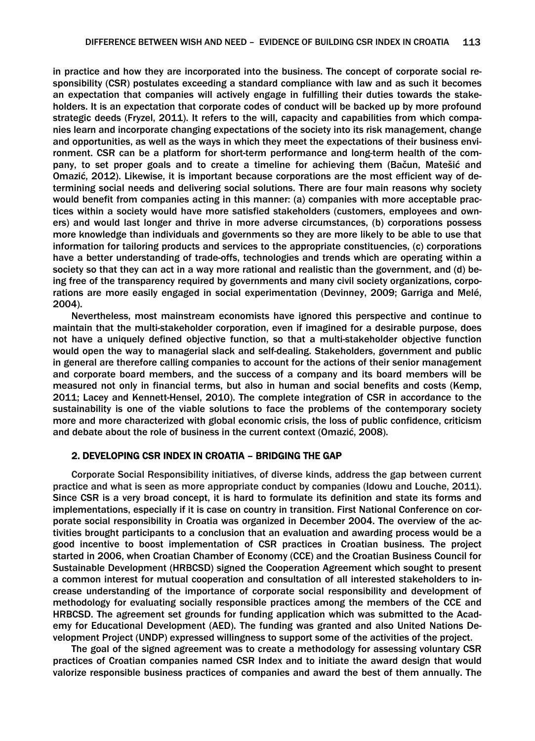in practice and how they are incorporated into the business. The concept of corporate social responsibility (CSR) postulates exceeding a standard compliance with law and as such it becomes an expectation that companies will actively engage in fulfilling their duties towards the stakeholders. It is an expectation that corporate codes of conduct will be backed up by more profound strategic deeds (Fryzel, 2011). It refers to the will, capacity and capabilities from which companies learn and incorporate changing expectations of the society into its risk management, change and opportunities, as well as the ways in which they meet the expectations of their business environment. CSR can be a platform for short-term performance and long-term health of the company, to set proper goals and to create a timeline for achieving them (Bačun, Matešić and Omazić, 2012). Likewise, it is important because corporations are the most efficient way of determining social needs and delivering social solutions. There are four main reasons why society would benefit from companies acting in this manner: (a) companies with more acceptable practices within a society would have more satisfied stakeholders (customers, employees and owners) and would last longer and thrive in more adverse circumstances, (b) corporations possess more knowledge than individuals and governments so they are more likely to be able to use that information for tailoring products and services to the appropriate constituencies, (c) corporations have a better understanding of trade-offs, technologies and trends which are operating within a society so that they can act in a way more rational and realistic than the government, and (d) being free of the transparency required by governments and many civil society organizations, corporations are more easily engaged in social experimentation (Devinney, 2009; Garriga and Melé, 2004).

Nevertheless, most mainstream economists have ignored this perspective and continue to maintain that the multi-stakeholder corporation, even if imagined for a desirable purpose, does not have a uniquely defined objective function, so that a multi-stakeholder objective function would open the way to managerial slack and self-dealing. Stakeholders, government and public in general are therefore calling companies to account for the actions of their senior management and corporate board members, and the success of a company and its board members will be measured not only in financial terms, but also in human and social benefits and costs (Kemp, 2011; Lacey and Kennett-Hensel, 2010). The complete integration of CSR in accordance to the sustainability is one of the viable solutions to face the problems of the contemporary society more and more characterized with global economic crisis, the loss of public confidence, criticism and debate about the role of business in the current context (Omazić, 2008).

## 2. DEVELOPING CSR INDEX IN CROATIA – BRIDGING THE GAP

Corporate Social Responsibility initiatives, of diverse kinds, address the gap between current practice and what is seen as more appropriate conduct by companies (Idowu and Louche, 2011). Since CSR is a very broad concept, it is hard to formulate its definition and state its forms and implementations, especially if it is case on country in transition. First National Conference on corporate social responsibility in Croatia was organized in December 2004. The overview of the activities brought participants to a conclusion that an evaluation and awarding process would be a good incentive to boost implementation of CSR practices in Croatian business. The project started in 2006, when Croatian Chamber of Economy (CCE) and the Croatian Business Council for Sustainable Development (HRBCSD) signed the Cooperation Agreement which sought to present a common interest for mutual cooperation and consultation of all interested stakeholders to increase understanding of the importance of corporate social responsibility and development of methodology for evaluating socially responsible practices among the members of the CCE and HRBCSD. The agreement set grounds for funding application which was submitted to the Academy for Educational Development (AED). The funding was granted and also United Nations Development Project (UNDP) expressed willingness to support some of the activities of the project.

The goal of the signed agreement was to create a methodology for assessing voluntary CSR practices of Croatian companies named CSR Index and to initiate the award design that would valorize responsible business practices of companies and award the best of them annually. The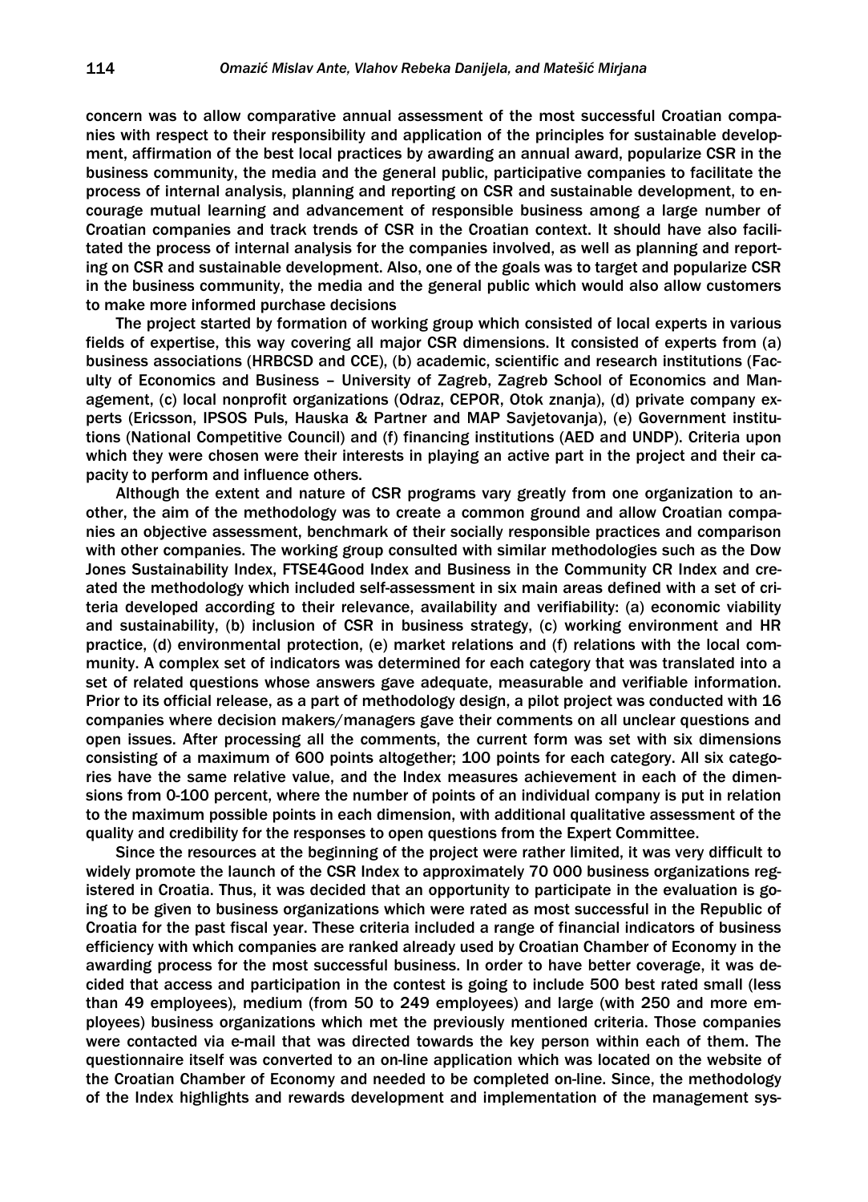concern was to allow comparative annual assessment of the most successful Croatian companies with respect to their responsibility and application of the principles for sustainable development, affirmation of the best local practices by awarding an annual award, popularize CSR in the business community, the media and the general public, participative companies to facilitate the process of internal analysis, planning and reporting on CSR and sustainable development, to encourage mutual learning and advancement of responsible business among a large number of Croatian companies and track trends of CSR in the Croatian context. It should have also facilitated the process of internal analysis for the companies involved, as well as planning and reporting on CSR and sustainable development. Also, one of the goals was to target and popularize CSR in the business community, the media and the general public which would also allow customers to make more informed purchase decisions

The project started by formation of working group which consisted of local experts in various fields of expertise, this way covering all major CSR dimensions. It consisted of experts from (a) business associations (HRBCSD and CCE), (b) academic, scientific and research institutions (Faculty of Economics and Business – University of Zagreb, Zagreb School of Economics and Management, (c) local nonprofit organizations (Odraz, CEPOR, Otok znanja), (d) private company experts (Ericsson, IPSOS Puls, Hauska & Partner and MAP Savjetovanja), (e) Government institutions (National Competitive Council) and (f) financing institutions (AED and UNDP). Criteria upon which they were chosen were their interests in playing an active part in the project and their capacity to perform and influence others.

Although the extent and nature of CSR programs vary greatly from one organization to another, the aim of the methodology was to create a common ground and allow Croatian companies an objective assessment, benchmark of their socially responsible practices and comparison with other companies. The working group consulted with similar methodologies such as the Dow Jones Sustainability Index, FTSE4Good Index and Business in the Community CR Index and created the methodology which included self-assessment in six main areas defined with a set of criteria developed according to their relevance, availability and verifiability: (a) economic viability and sustainability, (b) inclusion of CSR in business strategy, (c) working environment and HR practice, (d) environmental protection, (e) market relations and (f) relations with the local community. A complex set of indicators was determined for each category that was translated into a set of related questions whose answers gave adequate, measurable and verifiable information. Prior to its official release, as a part of methodology design, a pilot project was conducted with 16 companies where decision makers/managers gave their comments on all unclear questions and open issues. After processing all the comments, the current form was set with six dimensions consisting of a maximum of 600 points altogether; 100 points for each category. All six categories have the same relative value, and the Index measures achievement in each of the dimensions from 0-100 percent, where the number of points of an individual company is put in relation to the maximum possible points in each dimension, with additional qualitative assessment of the quality and credibility for the responses to open questions from the Expert Committee.

Since the resources at the beginning of the project were rather limited, it was very difficult to widely promote the launch of the CSR Index to approximately 70 000 business organizations registered in Croatia. Thus, it was decided that an opportunity to participate in the evaluation is going to be given to business organizations which were rated as most successful in the Republic of Croatia for the past fiscal year. These criteria included a range of financial indicators of business efficiency with which companies are ranked already used by Croatian Chamber of Economy in the awarding process for the most successful business. In order to have better coverage, it was decided that access and participation in the contest is going to include 500 best rated small (less than 49 employees), medium (from 50 to 249 employees) and large (with 250 and more employees) business organizations which met the previously mentioned criteria. Those companies were contacted via e-mail that was directed towards the key person within each of them. The questionnaire itself was converted to an on-line application which was located on the website of the Croatian Chamber of Economy and needed to be completed on-line. Since, the methodology of the Index highlights and rewards development and implementation of the management sys-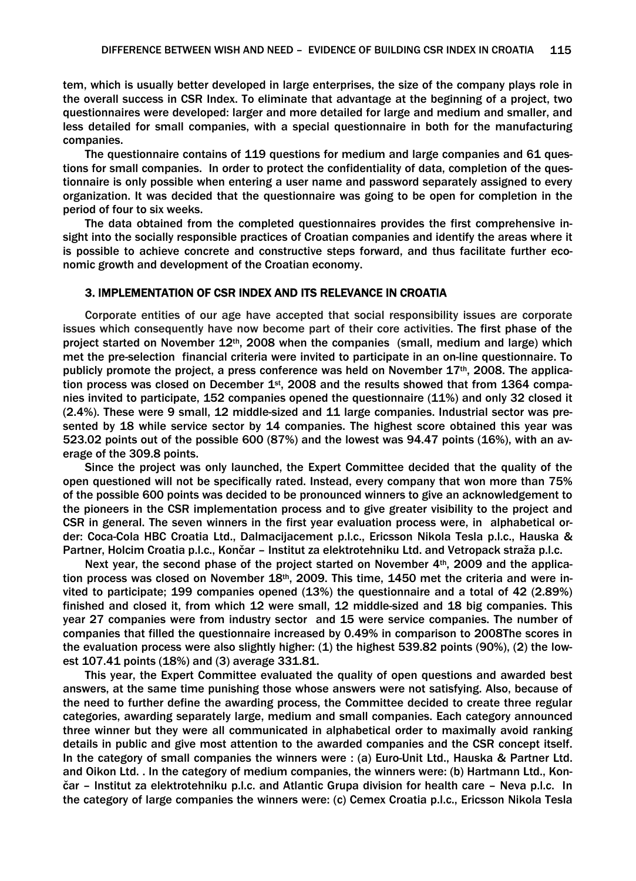tem, which is usually better developed in large enterprises, the size of the company plays role in the overall success in CSR Index. To eliminate that advantage at the beginning of a project, two questionnaires were developed: larger and more detailed for large and medium and smaller, and less detailed for small companies, with a special questionnaire in both for the manufacturing companies.

The questionnaire contains of 119 questions for medium and large companies and 61 questions for small companies. In order to protect the confidentiality of data, completion of the questionnaire is only possible when entering a user name and password separately assigned to every organization. It was decided that the questionnaire was going to be open for completion in the period of four to six weeks.

The data obtained from the completed questionnaires provides the first comprehensive insight into the socially responsible practices of Croatian companies and identify the areas where it is possible to achieve concrete and constructive steps forward, and thus facilitate further economic growth and development of the Croatian economy.

## 3. IMPLEMENTATION OF CSR INDEX AND ITS RELEVANCE IN CROATIA

Corporate entities of our age have accepted that social responsibility issues are corporate issues which consequently have now become part of their core activities. The first phase of the project started on November 12th, 2008 when the companies (small, medium and large) which met the pre-selection financial criteria were invited to participate in an on-line questionnaire. To publicly promote the project, a press conference was held on November 17th, 2008. The application process was closed on December 1st, 2008 and the results showed that from 1364 companies invited to participate, 152 companies opened the questionnaire (11%) and only 32 closed it (2.4%). These were 9 small, 12 middle-sized and 11 large companies. Industrial sector was presented by 18 while service sector by 14 companies. The highest score obtained this year was 523.02 points out of the possible 600 (87%) and the lowest was 94.47 points (16%), with an average of the 309.8 points.

Since the project was only launched, the Expert Committee decided that the quality of the open questioned will not be specifically rated. Instead, every company that won more than 75% of the possible 600 points was decided to be pronounced winners to give an acknowledgement to the pioneers in the CSR implementation process and to give greater visibility to the project and CSR in general. The seven winners in the first year evaluation process were, in alphabetical order: Coca-Cola HBC Croatia Ltd., Dalmacijacement p.l.c., Ericsson Nikola Tesla p.l.c., Hauska & Partner, Holcim Croatia p.l.c., Končar – Institut za elektrotehniku Ltd. and Vetropack straža p.l.c.

Next year, the second phase of the project started on November 4th, 2009 and the application process was closed on November 18th, 2009. This time, 1450 met the criteria and were invited to participate; 199 companies opened (13%) the questionnaire and a total of 42 (2.89%) finished and closed it, from which 12 were small, 12 middle-sized and 18 big companies. This year 27 companies were from industry sector and 15 were service companies. The number of companies that filled the questionnaire increased by 0.49% in comparison to 2008The scores in the evaluation process were also slightly higher: (1) the highest 539.82 points (90%), (2) the lowest 107.41 points (18%) and (3) average 331.81.

This year, the Expert Committee evaluated the quality of open questions and awarded best answers, at the same time punishing those whose answers were not satisfying. Also, because of the need to further define the awarding process, the Committee decided to create three regular categories, awarding separately large, medium and small companies. Each category announced three winner but they were all communicated in alphabetical order to maximally avoid ranking details in public and give most attention to the awarded companies and the CSR concept itself. In the category of small companies the winners were : (a) Euro-Unit Ltd., Hauska & Partner Ltd. and Oikon Ltd. . In the category of medium companies, the winners were: (b) Hartmann Ltd., Končar – Institut za elektrotehniku p.l.c. and Atlantic Grupa division for health care – Neva p.l.c. In the category of large companies the winners were: (c) Cemex Croatia p.l.c., Ericsson Nikola Tesla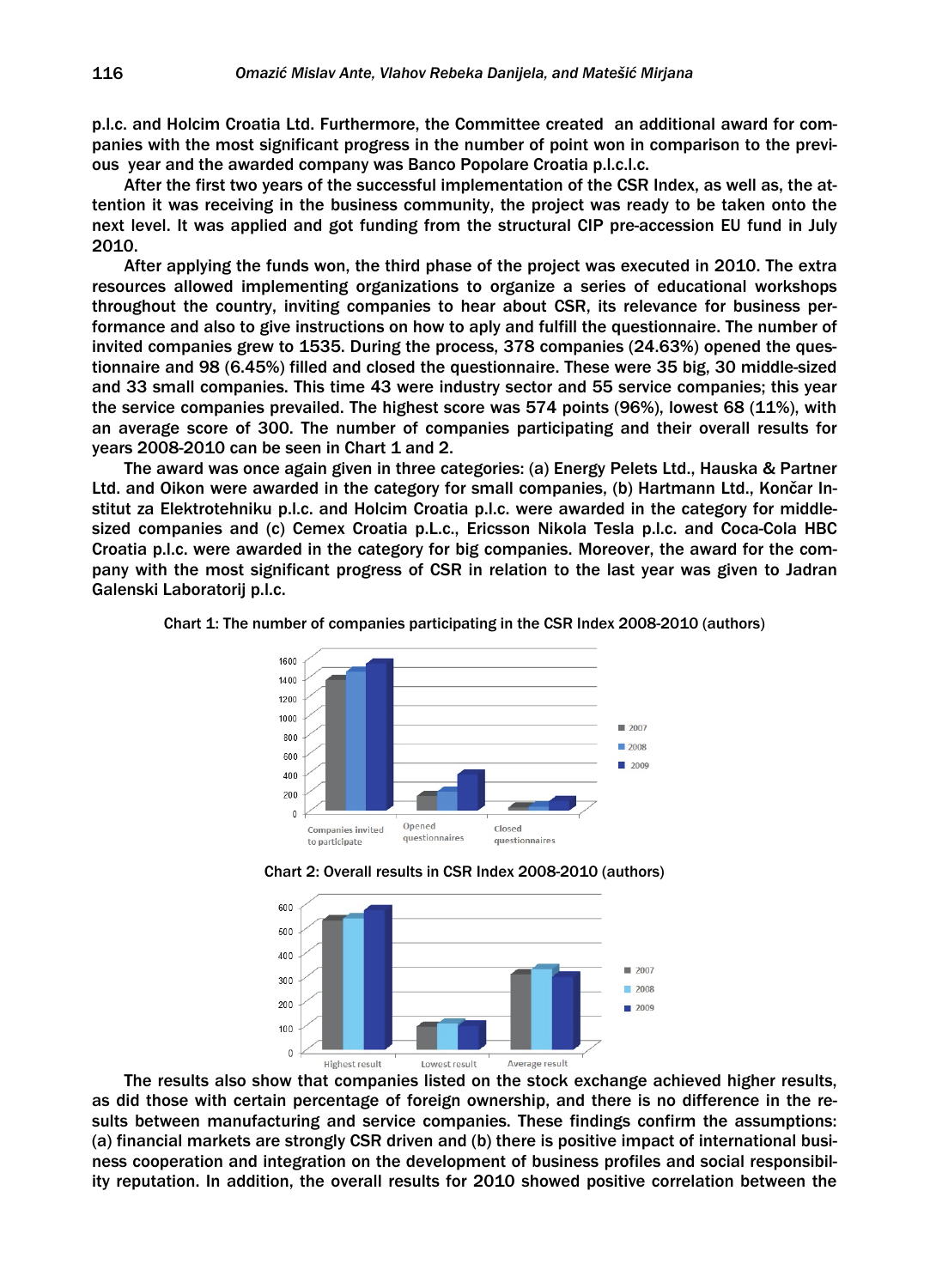p.l.c. and Holcim Croatia Ltd. Furthermore, the Committee created an additional award for companies with the most significant progress in the number of point won in comparison to the previous year and the awarded company was Banco Popolare Croatia p.l.c.l.c.

After the first two years of the successful implementation of the CSR Index, as well as, the attention it was receiving in the business community, the project was ready to be taken onto the next level. It was applied and got funding from the structural CIP pre-accession EU fund in July 2010.

After applying the funds won, the third phase of the project was executed in 2010. The extra resources allowed implementing organizations to organize a series of educational workshops throughout the country, inviting companies to hear about CSR, its relevance for business performance and also to give instructions on how to aply and fulfill the questionnaire. The number of invited companies grew to 1535. During the process, 378 companies (24.63%) opened the questionnaire and 98 (6.45%) filled and closed the questionnaire. These were 35 big, 30 middle-sized and 33 small companies. This time 43 were industry sector and 55 service companies; this year the service companies prevailed. The highest score was 574 points (96%), lowest 68 (11%), with an average score of 300. The number of companies participating and their overall results for years 2008-2010 can be seen in Chart 1 and 2.

The award was once again given in three categories: (a) Energy Pelets Ltd., Hauska & Partner Ltd. and Oikon were awarded in the category for small companies, (b) Hartmann Ltd., Končar Institut za Elektrotehniku p.l.c. and Holcim Croatia p.l.c. were awarded in the category for middle-sized companies and (c) Cemex Croatia p.L.c., Ericsson Nikola Tesla p.l.c. and Coca-Cola HBC Croatia p.l.c. were awarded in the category for big companies. Moreover, the award for the company with the most significant progress of CSR in relation to the last year was given to Jadran Galenski Laboratorij p.l.c.

Chart 1: The number of companies participating in the CSR Index 2008-2010 (authors)

Chart 2: Overall results in CSR Index 2008-2010 (authors)

The results also show that companies listed on the stock exchange achieved higher results, as did those with certain percentage of foreign ownership, and there is no difference in the results between manufacturing and service companies. These findings confirm the assumptions: (a) financial markets are strongly CSR driven and (b) there is positive impact of international business cooperation and integration on the development of business profiles and social responsibility reputation. In addition, the overall results for 2010 showed positive correlation between the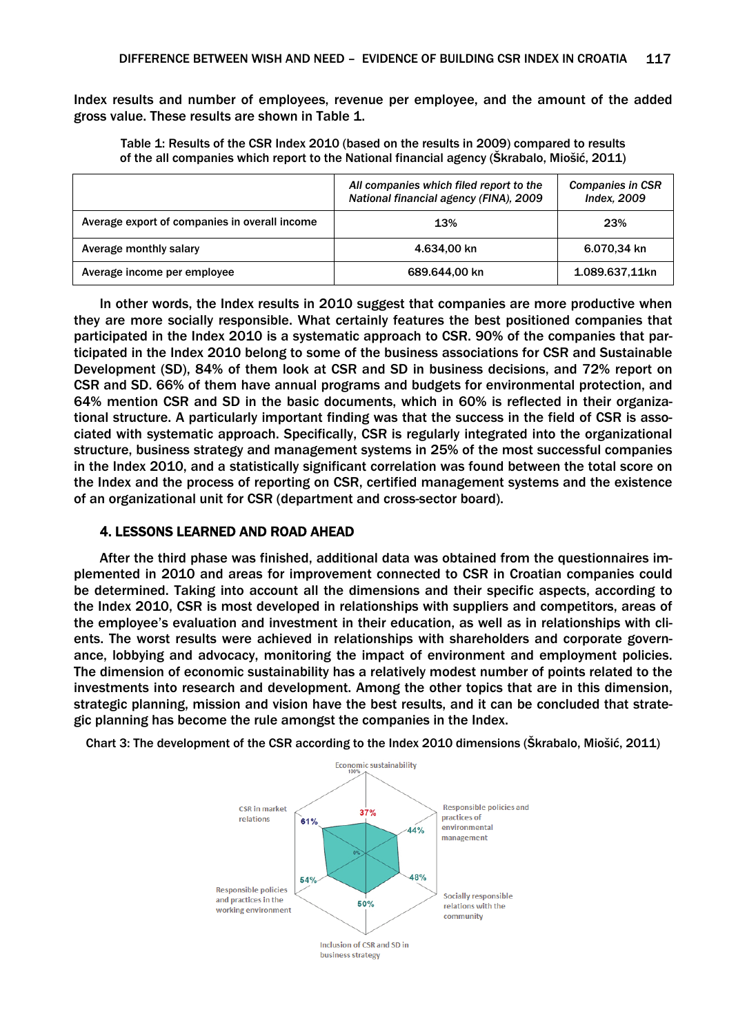Index results and number of employees, revenue per employee, and the amount of the added gross value. These results are shown in Table 1.

Table 1: Results of the CSR Index 2010 (based on the results in 2009) compared to results of the all companies which report to the National financial agency (Škrabalo, Miošić, 2011)

| | *All companies which filed report to the National financial agency (FINA), 2009* | *Companies in CSR Index, 2009* |
|---|---|---|
| Average export of companies in overall income | 13% | 23% |
| Average monthly salary | 4.634,00 kn | 6.070,34 kn |
| Average income per employee | 689.644,00 kn | 1.089.637,11kn |

In other words, the Index results in 2010 suggest that companies are more productive when they are more socially responsible. What certainly features the best positioned companies that participated in the Index 2010 is a systematic approach to CSR. 90% of the companies that participated in the Index 2010 belong to some of the business associations for CSR and Sustainable Development (SD), 84% of them look at CSR and SD in business decisions, and 72% report on CSR and SD. 66% of them have annual programs and budgets for environmental protection, and 64% mention CSR and SD in the basic documents, which in 60% is reflected in their organizational structure. A particularly important finding was that the success in the field of CSR is associated with systematic approach. Specifically, CSR is regularly integrated into the organizational structure, business strategy and management systems in 25% of the most successful companies in the Index 2010, and a statistically significant correlation was found between the total score on the Index and the process of reporting on CSR, certified management systems and the existence of an organizational unit for CSR (department and cross-sector board).

## 4. LESSONS LEARNED AND ROAD AHEAD

After the third phase was finished, additional data was obtained from the questionnaires implemented in 2010 and areas for improvement connected to CSR in Croatian companies could be determined. Taking into account all the dimensions and their specific aspects, according to the Index 2010, CSR is most developed in relationships with suppliers and competitors, areas of the employee's evaluation and investment in their education, as well as in relationships with clients. The worst results were achieved in relationships with shareholders and corporate governance, lobbying and advocacy, monitoring the impact of environment and employment policies. The dimension of economic sustainability has a relatively modest number of points related to the investments into research and development. Among the other topics that are in this dimension, strategic planning, mission and vision have the best results, and it can be concluded that strategic planning has become the rule amongst the companies in the Index.

Chart 3: The development of the CSR according to the Index 2010 dimensions (Škrabalo, Miošić, 2011)

| Dimension | Result |
|---|---|
| Economic sustainability | 37% |
| Responsible policies and practices of environmental management | 44% |
| Socially responsible relations with the community | 48% |
| Inclusion of CSR and SD in business strategy | 50% |
| Responsible policies and practices in the working environment | 54% |
| CSR in market relations | 61% |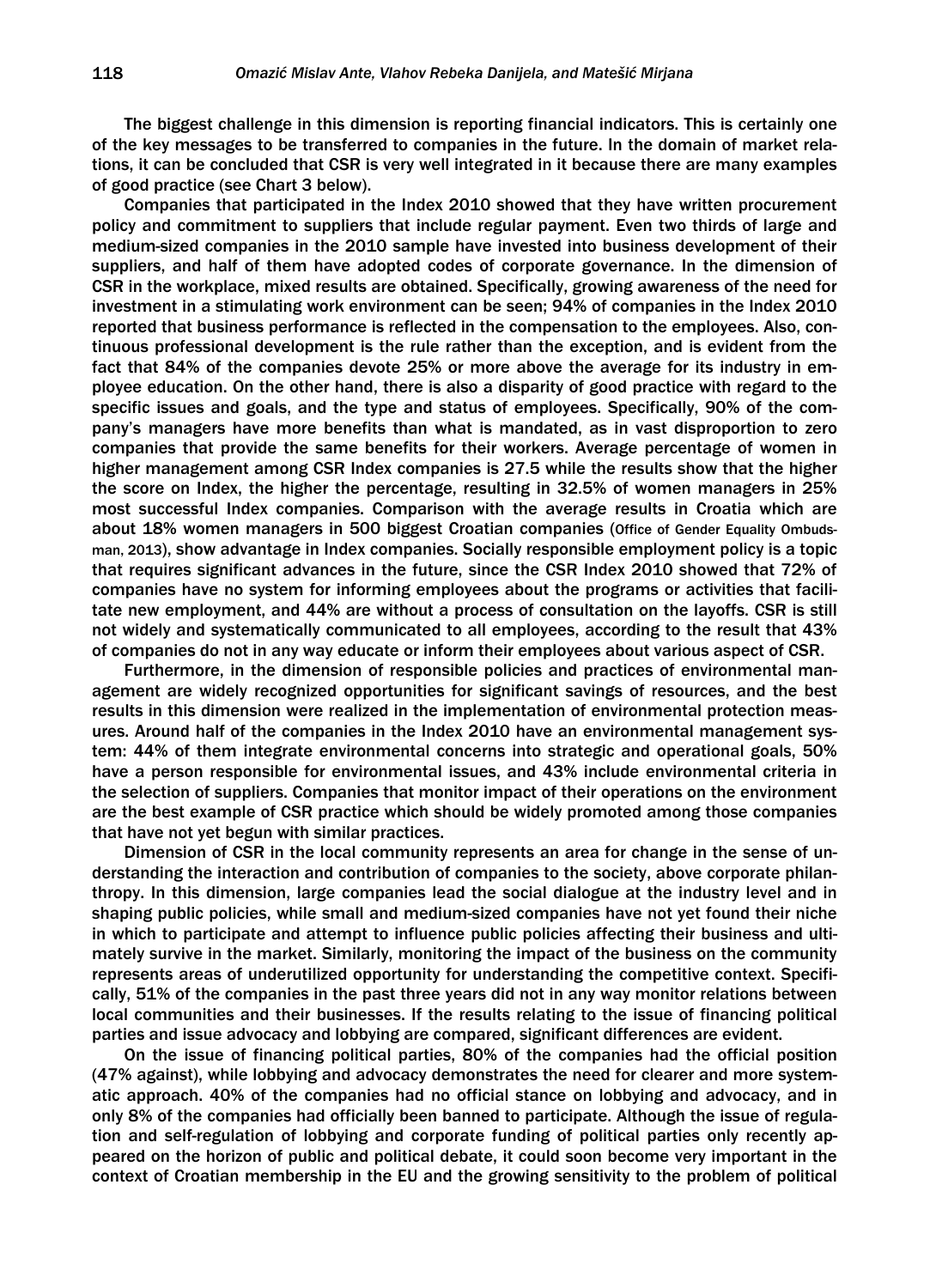The biggest challenge in this dimension is reporting financial indicators. This is certainly one of the key messages to be transferred to companies in the future. In the domain of market relations, it can be concluded that CSR is very well integrated in it because there are many examples of good practice (see Chart 3 below).

Companies that participated in the Index 2010 showed that they have written procurement policy and commitment to suppliers that include regular payment. Even two thirds of large and medium-sized companies in the 2010 sample have invested into business development of their suppliers, and half of them have adopted codes of corporate governance. In the dimension of CSR in the workplace, mixed results are obtained. Specifically, growing awareness of the need for investment in a stimulating work environment can be seen; 94% of companies in the Index 2010 reported that business performance is reflected in the compensation to the employees. Also, continuous professional development is the rule rather than the exception, and is evident from the fact that 84% of the companies devote 25% or more above the average for its industry in employee education. On the other hand, there is also a disparity of good practice with regard to the specific issues and goals, and the type and status of employees. Specifically, 90% of the company's managers have more benefits than what is mandated, as in vast disproportion to zero companies that provide the same benefits for their workers. Average percentage of women in higher management among CSR Index companies is 27.5 while the results show that the higher the score on Index, the higher the percentage, resulting in 32.5% of women managers in 25% most successful Index companies. Comparison with the average results in Croatia which are about 18% women managers in 500 biggest Croatian companies (Office of Gender Equality Ombudsman, 2013), show advantage in Index companies. Socially responsible employment policy is a topic that requires significant advances in the future, since the CSR Index 2010 showed that 72% of companies have no system for informing employees about the programs or activities that facilitate new employment, and 44% are without a process of consultation on the layoffs. CSR is still not widely and systematically communicated to all employees, according to the result that 43% of companies do not in any way educate or inform their employees about various aspect of CSR.

Furthermore, in the dimension of responsible policies and practices of environmental management are widely recognized opportunities for significant savings of resources, and the best results in this dimension were realized in the implementation of environmental protection measures. Around half of the companies in the Index 2010 have an environmental management system: 44% of them integrate environmental concerns into strategic and operational goals, 50% have a person responsible for environmental issues, and 43% include environmental criteria in the selection of suppliers. Companies that monitor impact of their operations on the environment are the best example of CSR practice which should be widely promoted among those companies that have not yet begun with similar practices.

Dimension of CSR in the local community represents an area for change in the sense of understanding the interaction and contribution of companies to the society, above corporate philanthropy. In this dimension, large companies lead the social dialogue at the industry level and in shaping public policies, while small and medium-sized companies have not yet found their niche in which to participate and attempt to influence public policies affecting their business and ultimately survive in the market. Similarly, monitoring the impact of the business on the community represents areas of underutilized opportunity for understanding the competitive context. Specifically, 51% of the companies in the past three years did not in any way monitor relations between local communities and their businesses. If the results relating to the issue of financing political parties and issue advocacy and lobbying are compared, significant differences are evident.

On the issue of financing political parties, 80% of the companies had the official position (47% against), while lobbying and advocacy demonstrates the need for clearer and more systematic approach. 40% of the companies had no official stance on lobbying and advocacy, and in only 8% of the companies had officially been banned to participate. Although the issue of regulation and self-regulation of lobbying and corporate funding of political parties only recently appeared on the horizon of public and political debate, it could soon become very important in the context of Croatian membership in the EU and the growing sensitivity to the problem of political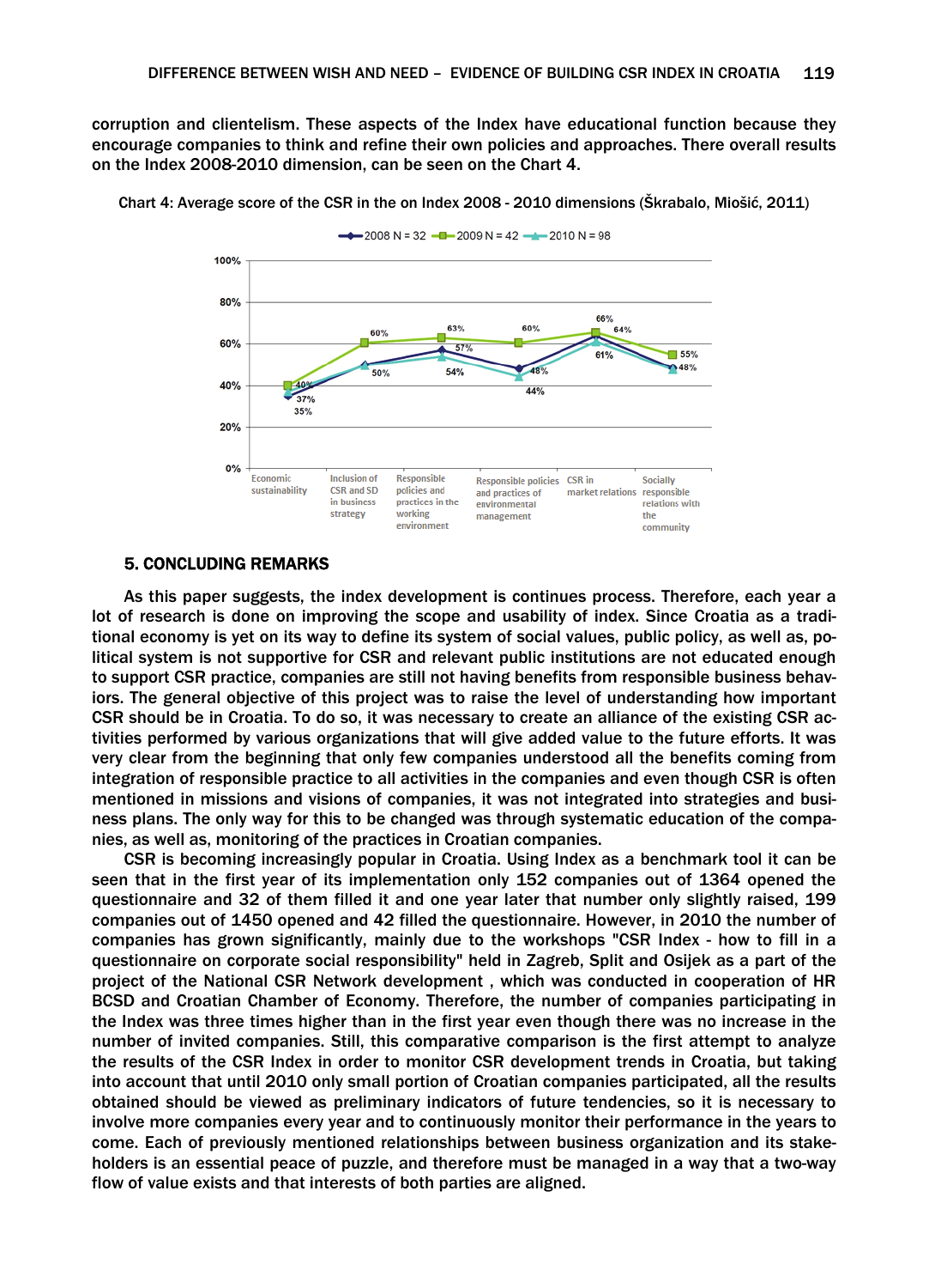corruption and clientelism. These aspects of the Index have educational function because they encourage companies to think and refine their own policies and approaches. There overall results on the Index 2008-2010 dimension, can be seen on the Chart 4.

Chart 4: Average score of the CSR in the on Index 2008 - 2010 dimensions (Škrabalo, Miošić, 2011)

| Dimension | 2008 N = 32 | 2009 N = 42 | 2010 N = 98 |
|---|---|---|---|
| Economic sustainability | 35% | 40% | 37% |
| Inclusion of CSR and SD in business strategy | 50% | 60% | 50% |
| Responsible policies and practices in the working environment | 57% | 63% | 54% |
| Responsible policies and practices of environmental management | 48% | 60% | 44% |
| CSR in market relations | 64% | 66% | 61% |
| Socially responsible relations with the community | 48% | 55% | 48% |

## 5. CONCLUDING REMARKS

As this paper suggests, the index development is continues process. Therefore, each year a lot of research is done on improving the scope and usability of index. Since Croatia as a traditional economy is yet on its way to define its system of social values, public policy, as well as, political system is not supportive for CSR and relevant public institutions are not educated enough to support CSR practice, companies are still not having benefits from responsible business behaviors. The general objective of this project was to raise the level of understanding how important CSR should be in Croatia. To do so, it was necessary to create an alliance of the existing CSR activities performed by various organizations that will give added value to the future efforts. It was very clear from the beginning that only few companies understood all the benefits coming from integration of responsible practice to all activities in the companies and even though CSR is often mentioned in missions and visions of companies, it was not integrated into strategies and business plans. The only way for this to be changed was through systematic education of the companies, as well as, monitoring of the practices in Croatian companies.

CSR is becoming increasingly popular in Croatia. Using Index as a benchmark tool it can be seen that in the first year of its implementation only 152 companies out of 1364 opened the questionnaire and 32 of them filled it and one year later that number only slightly raised, 199 companies out of 1450 opened and 42 filled the questionnaire. However, in 2010 the number of companies has grown significantly, mainly due to the workshops "CSR Index - how to fill in a questionnaire on corporate social responsibility" held in Zagreb, Split and Osijek as a part of the project of the National CSR Network development , which was conducted in cooperation of HR BCSD and Croatian Chamber of Economy. Therefore, the number of companies participating in the Index was three times higher than in the first year even though there was no increase in the number of invited companies. Still, this comparative comparison is the first attempt to analyze the results of the CSR Index in order to monitor CSR development trends in Croatia, but taking into account that until 2010 only small portion of Croatian companies participated, all the results obtained should be viewed as preliminary indicators of future tendencies, so it is necessary to involve more companies every year and to continuously monitor their performance in the years to come. Each of previously mentioned relationships between business organization and its stakeholders is an essential peace of puzzle, and therefore must be managed in a way that a two-way flow of value exists and that interests of both parties are aligned.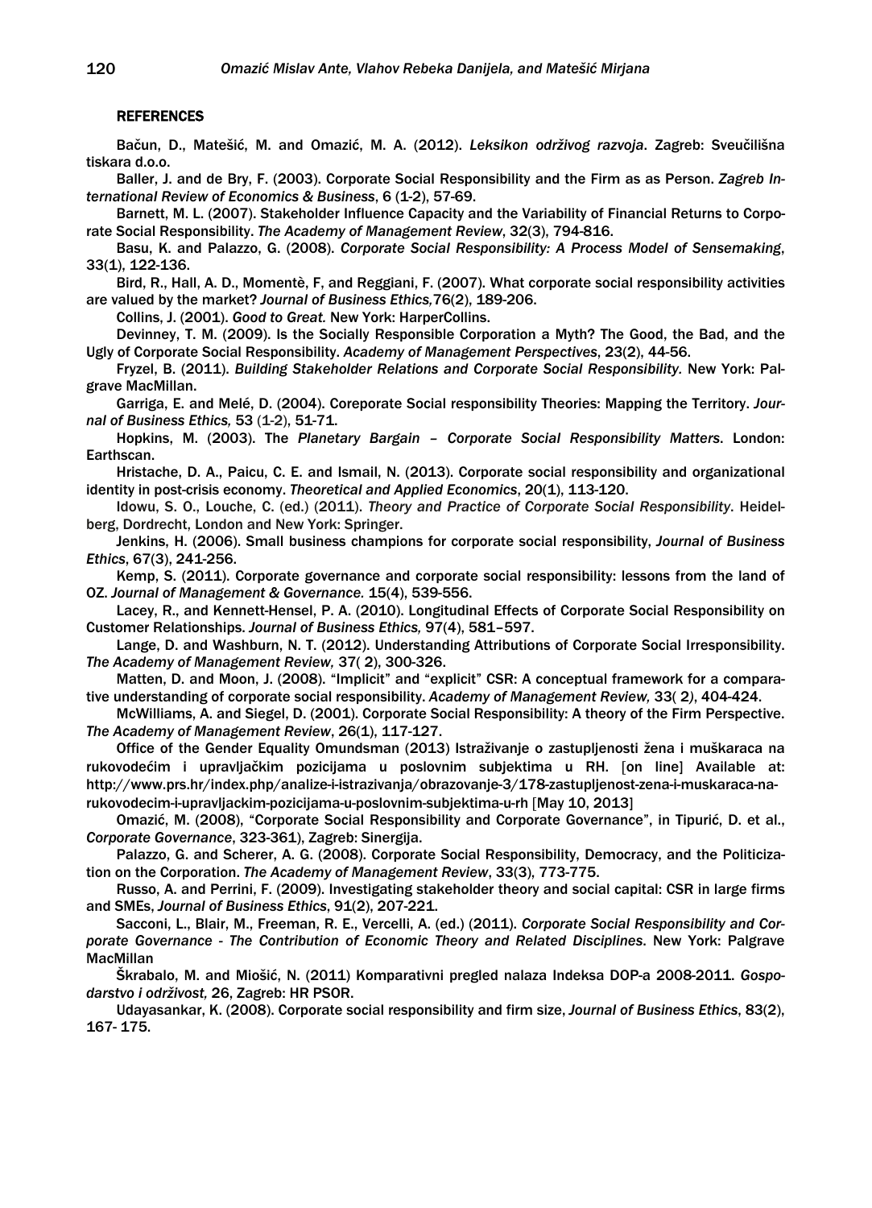## REFERENCES

Bačun, D., Matešić, M. and Omazić, M. A. (2012). *Leksikon održivog razvoja*. Zagreb: Sveučilišna tiskara d.o.o.

Baller, J. and de Bry, F. (2003). Corporate Social Responsibility and the Firm as as Person. *Zagreb International Review of Economics & Business*, 6 (1-2), 57-69.

Barnett, M. L. (2007). Stakeholder Influence Capacity and the Variability of Financial Returns to Corporate Social Responsibility. *The Academy of Management Review*, 32(3), 794-816.

Basu, K. and Palazzo, G. (2008). *Corporate Social Responsibility: A Process Model of Sensemaking*, 33(1), 122-136.

Bird, R., Hall, A. D., Momentè, F, and Reggiani, F. (2007). What corporate social responsibility activities are valued by the market? *Journal of Business Ethics,*76(2), 189-206.

Collins, J. (2001). *Good to Great.* New York: HarperCollins.

Devinney, T. M. (2009). Is the Socially Responsible Corporation a Myth? The Good, the Bad, and the Ugly of Corporate Social Responsibility. *Academy of Management Perspectives*, 23(2), 44-56.

Fryzel, B. (2011). *Building Stakeholder Relations and Corporate Social Responsibility.* New York: Palgrave MacMillan.

Garriga, E. and Melé, D. (2004). Coreporate Social responsibility Theories: Mapping the Territory. *Journal of Business Ethics,* 53 (1-2), 51-71.

Hopkins, M. (2003). The *Planetary Bargain – Corporate Social Responsibility Matters*. London: Earthscan.

Hristache, D. A., Paicu, C. E. and Ismail, N. (2013). Corporate social responsibility and organizational identity in post-crisis economy. *Theoretical and Applied Economics*, 20(1), 113-120.

Idowu, S. O., Louche, C. (ed.) (2011). *Theory and Practice of Corporate Social Responsibility*. Heidelberg, Dordrecht, London and New York: Springer.

Jenkins, H. (2006). Small business champions for corporate social responsibility, *Journal of Business Ethics*, 67(3), 241-256.

Kemp, S. (2011). Corporate governance and corporate social responsibility: lessons from the land of OZ. *Journal of Management & Governance.* 15(4), 539-556.

Lacey, R., and Kennett-Hensel, P. A. (2010). Longitudinal Effects of Corporate Social Responsibility on Customer Relationships. *Journal of Business Ethics,* 97(4), 581–597.

Lange, D. and Washburn, N. T. (2012). Understanding Attributions of Corporate Social Irresponsibility. *The Academy of Management Review,* 37( 2), 300-326.

Matten, D. and Moon, J. (2008). "Implicit" and "explicit" CSR: A conceptual framework for a comparative understanding of corporate social responsibility. *Academy of Management Review,* 33( 2*)*, 404-424.

McWilliams, A. and Siegel, D. (2001). Corporate Social Responsibility: A theory of the Firm Perspective. *The Academy of Management Review*, 26(1), 117-127.

Office of the Gender Equality Omundsman (2013) Istraživanje o zastupljenosti žena i muškaraca na rukovodećim i upravljačkim pozicijama u poslovnim subjektima u RH. [on line] Available at: http://www.prs.hr/index.php/analize-i-istrazivanja/obrazovanje-3/178-zastupljenost-zena-i-muskaraca-na-rukovodecim-i-upravljackim-pozicijama-u-poslovnim-subjektima-u-rh [May 10, 2013]

Omazić, M. (2008), "Corporate Social Responsibility and Corporate Governance", in Tipurić, D. et al., *Corporate Governance*, 323-361), Zagreb: Sinergija.

Palazzo, G. and Scherer, A. G. (2008). Corporate Social Responsibility, Democracy, and the Politicization on the Corporation. *The Academy of Management Review*, 33(3), 773-775.

Russo, A. and Perrini, F. (2009). Investigating stakeholder theory and social capital: CSR in large firms and SMEs, *Journal of Business Ethics*, 91(2), 207-221.

Sacconi, L., Blair, M., Freeman, R. E., Vercelli, A. (ed.) (2011). *Corporate Social Responsibility and Corporate Governance - The Contribution of Economic Theory and Related Disciplines*. New York: Palgrave MacMillan

Škrabalo, M. and Miošić, N. (2011) Komparativni pregled nalaza Indeksa DOP-a 2008-2011. *Gospodarstvo i održivost,* 26, Zagreb: HR PSOR.

Udayasankar, K. (2008). Corporate social responsibility and firm size, *Journal of Business Ethics*, 83(2), 167- 175.